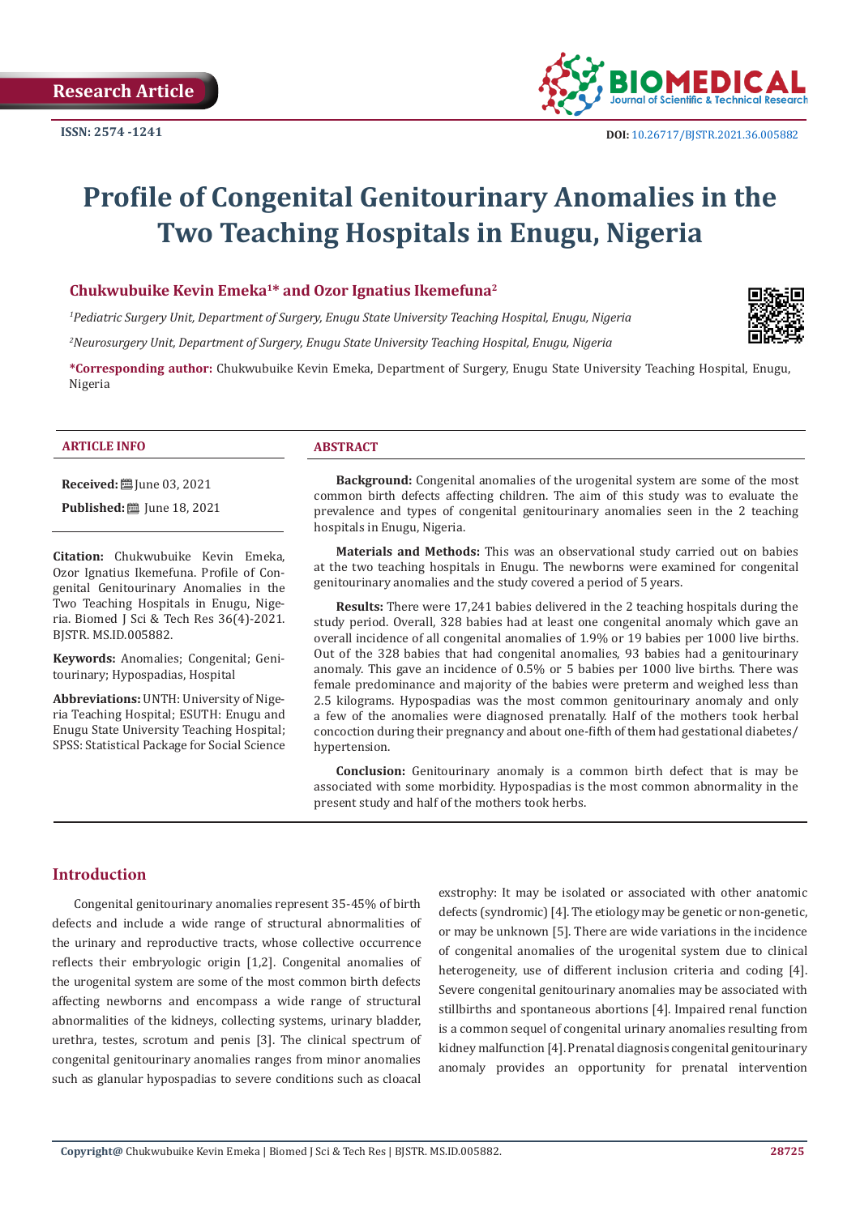Research Article

ISSN: 2574 -1241

DOI: 10.26717/BJSTR.2021.36.005882

# Profile of Congenital Genitourinary Anomalies in the Two Teaching Hospitals in Enugu, Nigeria

**Chukwubuike Kevin Emeka[1]* and Ozor Ignatius Ikemefuna[2]**

[1]*Pediatric Surgery Unit, Department of Surgery, Enugu State University Teaching Hospital, Enugu, Nigeria*

[2]*Neurosurgery Unit, Department of Surgery, Enugu State University Teaching Hospital, Enugu, Nigeria*

***Corresponding author:** Chukwubuike Kevin Emeka, Department of Surgery, Enugu State University Teaching Hospital, Enugu, Nigeria

## ARTICLE INFO

**Received:** June 03, 2021

**Published:** June 18, 2021

**Citation:** Chukwubuike Kevin Emeka, Ozor Ignatius Ikemefuna. Profile of Congenital Genitourinary Anomalies in the Two Teaching Hospitals in Enugu, Nigeria. Biomed J Sci & Tech Res 36(4)-2021. BJSTR. MS.ID.005882.

**Keywords:** Anomalies; Congenital; Genitourinary; Hypospadias, Hospital

**Abbreviations:** UNTH: University of Nigeria Teaching Hospital; ESUTH: Enugu and Enugu State University Teaching Hospital; SPSS: Statistical Package for Social Science

## ABSTRACT

**Background:** Congenital anomalies of the urogenital system are some of the most common birth defects affecting children. The aim of this study was to evaluate the prevalence and types of congenital genitourinary anomalies seen in the 2 teaching hospitals in Enugu, Nigeria.

**Materials and Methods:** This was an observational study carried out on babies at the two teaching hospitals in Enugu. The newborns were examined for congenital genitourinary anomalies and the study covered a period of 5 years.

**Results:** There were 17,241 babies delivered in the 2 teaching hospitals during the study period. Overall, 328 babies had at least one congenital anomaly which gave an overall incidence of all congenital anomalies of 1.9% or 19 babies per 1000 live births. Out of the 328 babies that had congenital anomalies, 93 babies had a genitourinary anomaly. This gave an incidence of 0.5% or 5 babies per 1000 live births. There was female predominance and majority of the babies were preterm and weighed less than 2.5 kilograms. Hypospadias was the most common genitourinary anomaly and only a few of the anomalies were diagnosed prenatally. Half of the mothers took herbal concoction during their pregnancy and about one-fifth of them had gestational diabetes/hypertension.

**Conclusion:** Genitourinary anomaly is a common birth defect that is may be associated with some morbidity. Hypospadias is the most common abnormality in the present study and half of the mothers took herbs.

## Introduction

Congenital genitourinary anomalies represent 35-45% of birth defects and include a wide range of structural abnormalities of the urinary and reproductive tracts, whose collective occurrence reflects their embryologic origin [1,2]. Congenital anomalies of the urogenital system are some of the most common birth defects affecting newborns and encompass a wide range of structural abnormalities of the kidneys, collecting systems, urinary bladder, urethra, testes, scrotum and penis [3]. The clinical spectrum of congenital genitourinary anomalies ranges from minor anomalies such as glanular hypospadias to severe conditions such as cloacal exstrophy: It may be isolated or associated with other anatomic defects (syndromic) [4]. The etiology may be genetic or non-genetic, or may be unknown [5]. There are wide variations in the incidence of congenital anomalies of the urogenital system due to clinical heterogeneity, use of different inclusion criteria and coding [4]. Severe congenital genitourinary anomalies may be associated with stillbirths and spontaneous abortions [4]. Impaired renal function is a common sequel of congenital urinary anomalies resulting from kidney malfunction [4]. Prenatal diagnosis congenital genitourinary anomaly provides an opportunity for prenatal intervention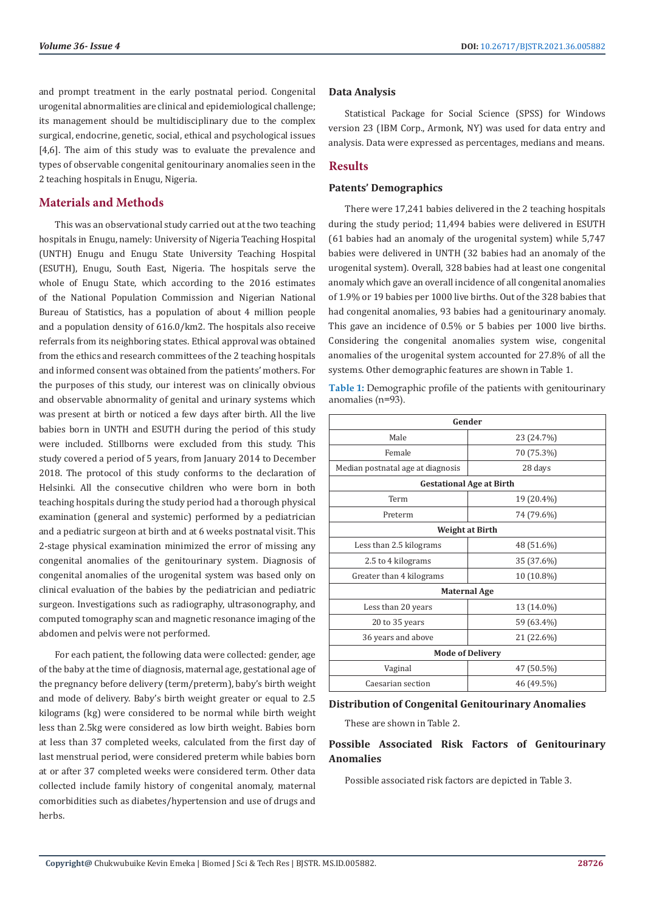and prompt treatment in the early postnatal period. Congenital urogenital abnormalities are clinical and epidemiological challenge; its management should be multidisciplinary due to the complex surgical, endocrine, genetic, social, ethical and psychological issues [4,6]. The aim of this study was to evaluate the prevalence and types of observable congenital genitourinary anomalies seen in the 2 teaching hospitals in Enugu, Nigeria.

## Materials and Methods

This was an observational study carried out at the two teaching hospitals in Enugu, namely: University of Nigeria Teaching Hospital (UNTH) Enugu and Enugu State University Teaching Hospital (ESUTH), Enugu, South East, Nigeria. The hospitals serve the whole of Enugu State, which according to the 2016 estimates of the National Population Commission and Nigerian National Bureau of Statistics, has a population of about 4 million people and a population density of 616.0/km2. The hospitals also receive referrals from its neighboring states. Ethical approval was obtained from the ethics and research committees of the 2 teaching hospitals and informed consent was obtained from the patients' mothers. For the purposes of this study, our interest was on clinically obvious and observable abnormality of genital and urinary systems which was present at birth or noticed a few days after birth. All the live babies born in UNTH and ESUTH during the period of this study were included. Stillborns were excluded from this study. This study covered a period of 5 years, from January 2014 to December 2018. The protocol of this study conforms to the declaration of Helsinki. All the consecutive children who were born in both teaching hospitals during the study period had a thorough physical examination (general and systemic) performed by a pediatrician and a pediatric surgeon at birth and at 6 weeks postnatal visit. This 2-stage physical examination minimized the error of missing any congenital anomalies of the genitourinary system. Diagnosis of congenital anomalies of the urogenital system was based only on clinical evaluation of the babies by the pediatrician and pediatric surgeon. Investigations such as radiography, ultrasonography, and computed tomography scan and magnetic resonance imaging of the abdomen and pelvis were not performed.

For each patient, the following data were collected: gender, age of the baby at the time of diagnosis, maternal age, gestational age of the pregnancy before delivery (term/preterm), baby's birth weight and mode of delivery. Baby's birth weight greater or equal to 2.5 kilograms (kg) were considered to be normal while birth weight less than 2.5kg were considered as low birth weight. Babies born at less than 37 completed weeks, calculated from the first day of last menstrual period, were considered preterm while babies born at or after 37 completed weeks were considered term. Other data collected include family history of congenital anomaly, maternal comorbidities such as diabetes/hypertension and use of drugs and herbs.

### Data Analysis

Statistical Package for Social Science (SPSS) for Windows version 23 (IBM Corp., Armonk, NY) was used for data entry and analysis. Data were expressed as percentages, medians and means.

## Results

### Patents' Demographics

There were 17,241 babies delivered in the 2 teaching hospitals during the study period; 11,494 babies were delivered in ESUTH (61 babies had an anomaly of the urogenital system) while 5,747 babies were delivered in UNTH (32 babies had an anomaly of the urogenital system). Overall, 328 babies had at least one congenital anomaly which gave an overall incidence of all congenital anomalies of 1.9% or 19 babies per 1000 live births. Out of the 328 babies that had congenital anomalies, 93 babies had a genitourinary anomaly. This gave an incidence of 0.5% or 5 babies per 1000 live births. Considering the congenital anomalies system wise, congenital anomalies of the urogenital system accounted for 27.8% of all the systems. Other demographic features are shown in Table 1.

**Table 1:** Demographic profile of the patients with genitourinary anomalies (n=93).

| **Gender** | |
|---|---|
| Male | 23 (24.7%) |
| Female | 70 (75.3%) |
| Median postnatal age at diagnosis | 28 days |
| **Gestational Age at Birth** | |
| Term | 19 (20.4%) |
| Preterm | 74 (79.6%) |
| **Weight at Birth** | |
| Less than 2.5 kilograms | 48 (51.6%) |
| 2.5 to 4 kilograms | 35 (37.6%) |
| Greater than 4 kilograms | 10 (10.8%) |
| **Maternal Age** | |
| Less than 20 years | 13 (14.0%) |
| 20 to 35 years | 59 (63.4%) |
| 36 years and above | 21 (22.6%) |
| **Mode of Delivery** | |
| Vaginal | 47 (50.5%) |
| Caesarian section | 46 (49.5%) |

### Distribution of Congenital Genitourinary Anomalies

These are shown in Table 2.

### Possible Associated Risk Factors of Genitourinary Anomalies

Possible associated risk factors are depicted in Table 3.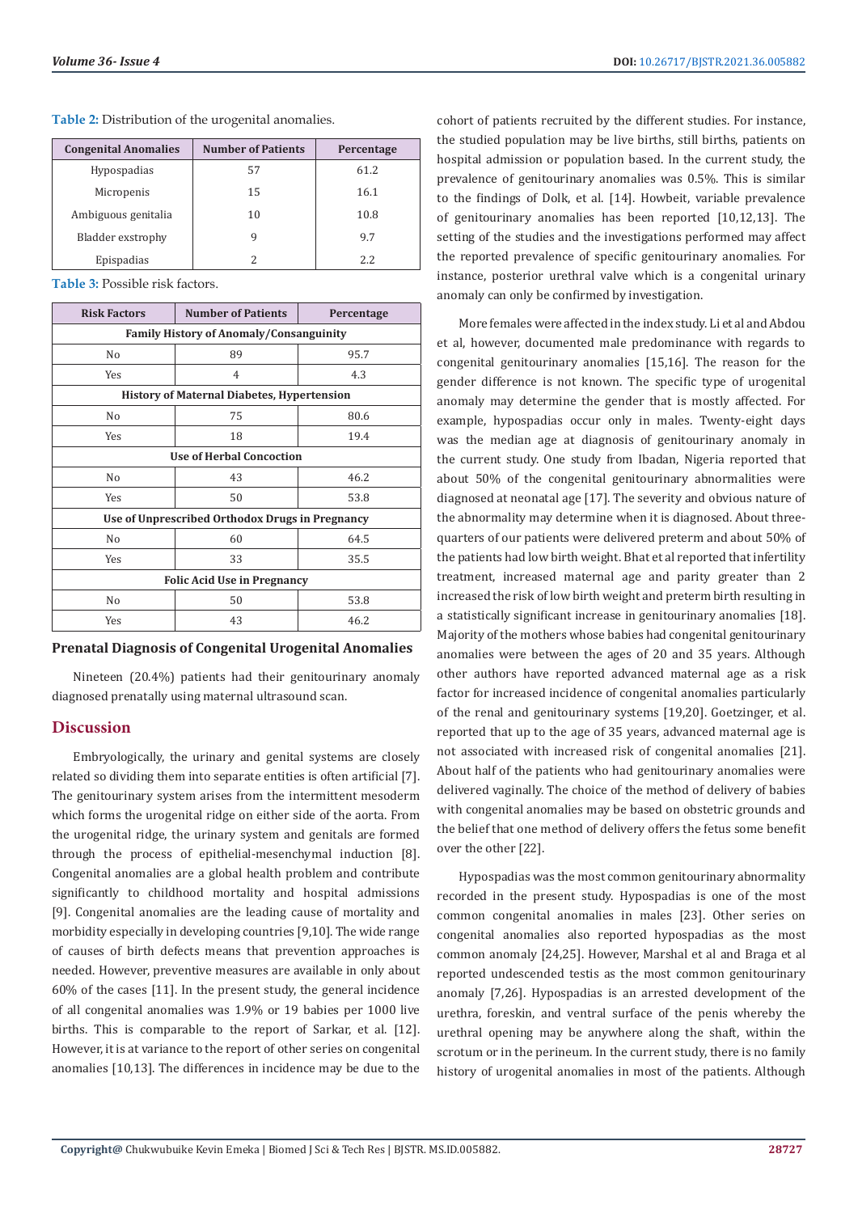**Table 2:** Distribution of the urogenital anomalies.

| Congenital Anomalies | Number of Patients | Percentage |
|---|---|---|
| Hypospadias | 57 | 61.2 |
| Micropenis | 15 | 16.1 |
| Ambiguous genitalia | 10 | 10.8 |
| Bladder exstrophy | 9 | 9.7 |
| Epispadias | 2 | 2.2 |

**Table 3:** Possible risk factors.

| Risk Factors | Number of Patients | Percentage |
|---|---|---|
| **Family History of Anomaly/Consanguinity** | | |
| No | 89 | 95.7 |
| Yes | 4 | 4.3 |
| **History of Maternal Diabetes, Hypertension** | | |
| No | 75 | 80.6 |
| Yes | 18 | 19.4 |
| **Use of Herbal Concoction** | | |
| No | 43 | 46.2 |
| Yes | 50 | 53.8 |
| **Use of Unprescribed Orthodox Drugs in Pregnancy** | | |
| No | 60 | 64.5 |
| Yes | 33 | 35.5 |
| **Folic Acid Use in Pregnancy** | | |
| No | 50 | 53.8 |
| Yes | 43 | 46.2 |

### Prenatal Diagnosis of Congenital Urogenital Anomalies

Nineteen (20.4%) patients had their genitourinary anomaly diagnosed prenatally using maternal ultrasound scan.

## Discussion

Embryologically, the urinary and genital systems are closely related so dividing them into separate entities is often artificial [7]. The genitourinary system arises from the intermittent mesoderm which forms the urogenital ridge on either side of the aorta. From the urogenital ridge, the urinary system and genitals are formed through the process of epithelial-mesenchymal induction [8]. Congenital anomalies are a global health problem and contribute significantly to childhood mortality and hospital admissions [9]. Congenital anomalies are the leading cause of mortality and morbidity especially in developing countries [9,10]. The wide range of causes of birth defects means that prevention approaches is needed. However, preventive measures are available in only about 60% of the cases [11]. In the present study, the general incidence of all congenital anomalies was 1.9% or 19 babies per 1000 live births. This is comparable to the report of Sarkar, et al. [12]. However, it is at variance to the report of other series on congenital anomalies [10,13]. The differences in incidence may be due to the cohort of patients recruited by the different studies. For instance, the studied population may be live births, still births, patients on hospital admission or population based. In the current study, the prevalence of genitourinary anomalies was 0.5%. This is similar to the findings of Dolk, et al. [14]. Howbeit, variable prevalence of genitourinary anomalies has been reported [10,12,13]. The setting of the studies and the investigations performed may affect the reported prevalence of specific genitourinary anomalies. For instance, posterior urethral valve which is a congenital urinary anomaly can only be confirmed by investigation.

More females were affected in the index study. Li et al and Abdou et al, however, documented male predominance with regards to congenital genitourinary anomalies [15,16]. The reason for the gender difference is not known. The specific type of urogenital anomaly may determine the gender that is mostly affected. For example, hypospadias occur only in males. Twenty-eight days was the median age at diagnosis of genitourinary anomaly in the current study. One study from Ibadan, Nigeria reported that about 50% of the congenital genitourinary abnormalities were diagnosed at neonatal age [17]. The severity and obvious nature of the abnormality may determine when it is diagnosed. About three-quarters of our patients were delivered preterm and about 50% of the patients had low birth weight. Bhat et al reported that infertility treatment, increased maternal age and parity greater than 2 increased the risk of low birth weight and preterm birth resulting in a statistically significant increase in genitourinary anomalies [18]. Majority of the mothers whose babies had congenital genitourinary anomalies were between the ages of 20 and 35 years. Although other authors have reported advanced maternal age as a risk factor for increased incidence of congenital anomalies particularly of the renal and genitourinary systems [19,20]. Goetzinger, et al. reported that up to the age of 35 years, advanced maternal age is not associated with increased risk of congenital anomalies [21]. About half of the patients who had genitourinary anomalies were delivered vaginally. The choice of the method of delivery of babies with congenital anomalies may be based on obstetric grounds and the belief that one method of delivery offers the fetus some benefit over the other [22].

Hypospadias was the most common genitourinary abnormality recorded in the present study. Hypospadias is one of the most common congenital anomalies in males [23]. Other series on congenital anomalies also reported hypospadias as the most common anomaly [24,25]. However, Marshal et al and Braga et al reported undescended testis as the most common genitourinary anomaly [7,26]. Hypospadias is an arrested development of the urethra, foreskin, and ventral surface of the penis whereby the urethral opening may be anywhere along the shaft, within the scrotum or in the perineum. In the current study, there is no family history of urogenital anomalies in most of the patients. Although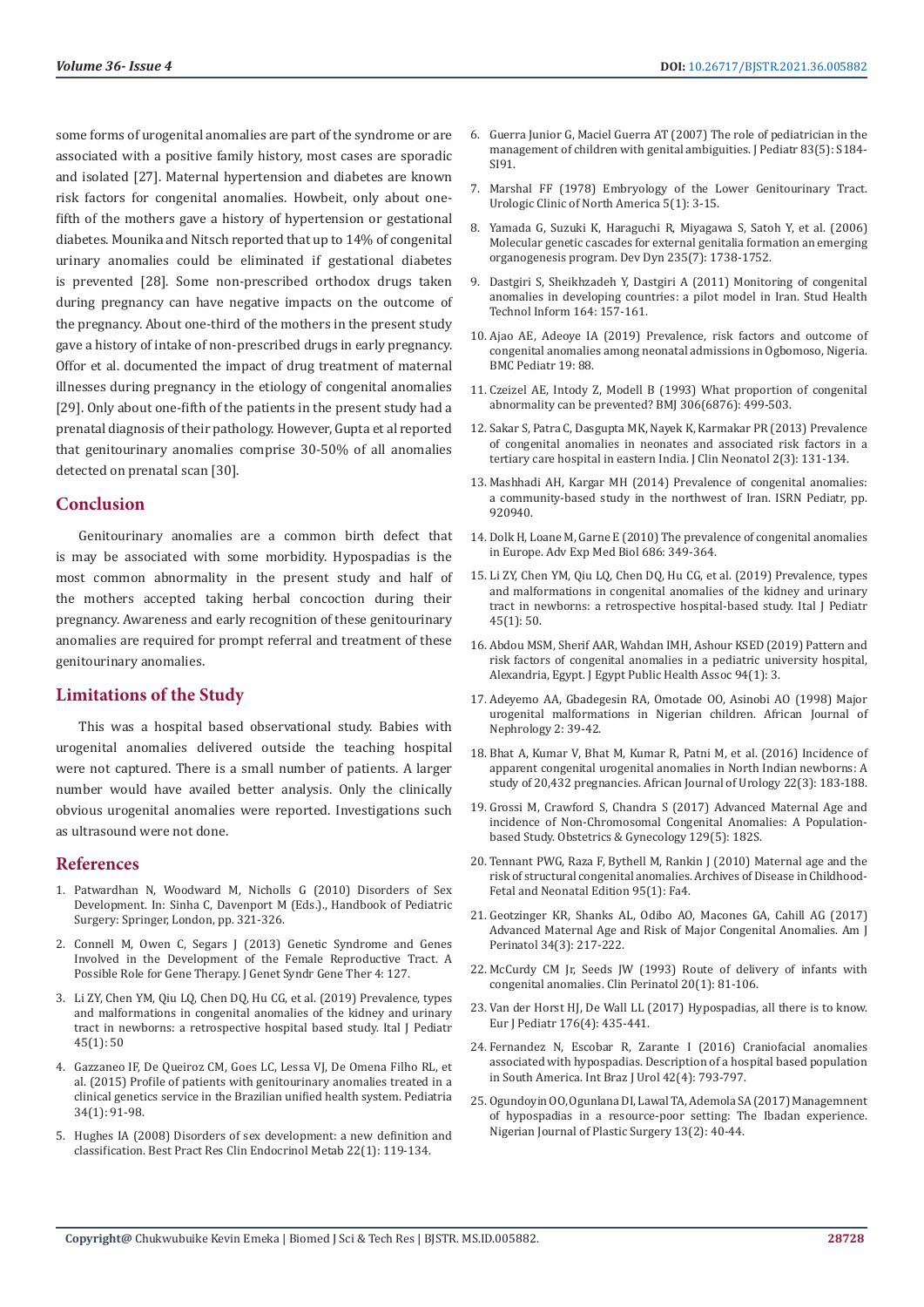some forms of urogenital anomalies are part of the syndrome or are associated with a positive family history, most cases are sporadic and isolated [27]. Maternal hypertension and diabetes are known risk factors for congenital anomalies. Howbeit, only about one-fifth of the mothers gave a history of hypertension or gestational diabetes. Mounika and Nitsch reported that up to 14% of congenital urinary anomalies could be eliminated if gestational diabetes is prevented [28]. Some non-prescribed orthodox drugs taken during pregnancy can have negative impacts on the outcome of the pregnancy. About one-third of the mothers in the present study gave a history of intake of non-prescribed drugs in early pregnancy. Offor et al. documented the impact of drug treatment of maternal illnesses during pregnancy in the etiology of congenital anomalies [29]. Only about one-fifth of the patients in the present study had a prenatal diagnosis of their pathology. However, Gupta et al reported that genitourinary anomalies comprise 30-50% of all anomalies detected on prenatal scan [30].

## Conclusion

Genitourinary anomalies are a common birth defect that is may be associated with some morbidity. Hypospadias is the most common abnormality in the present study and half of the mothers accepted taking herbal concoction during their pregnancy. Awareness and early recognition of these genitourinary anomalies are required for prompt referral and treatment of these genitourinary anomalies.

## Limitations of the Study

This was a hospital based observational study. Babies with urogenital anomalies delivered outside the teaching hospital were not captured. There is a small number of patients. A larger number would have availed better analysis. Only the clinically obvious urogenital anomalies were reported. Investigations such as ultrasound were not done.

## References

1. Patwardhan N, Woodward M, Nicholls G (2010) Disorders of Sex Development. In: Sinha C, Davenport M (Eds.)., Handbook of Pediatric Surgery: Springer, London, pp. 321-326.
2. Connell M, Owen C, Segars J (2013) Genetic Syndrome and Genes Involved in the Development of the Female Reproductive Tract. A Possible Role for Gene Therapy. J Genet Syndr Gene Ther 4: 127.
3. Li ZY, Chen YM, Qiu LQ, Chen DQ, Hu CG, et al. (2019) Prevalence, types and malformations in congenital anomalies of the kidney and urinary tract in newborns: a retrospective hospital based study. Ital J Pediatr 45(1): 50
4. Gazzaneo IF, De Queiroz CM, Goes LC, Lessa VJ, De Omena Filho RL, et al. (2015) Profile of patients with genitourinary anomalies treated in a clinical genetics service in the Brazilian unified health system. Pediatria 34(1): 91-98.
5. Hughes IA (2008) Disorders of sex development: a new definition and classification. Best Pract Res Clin Endocrinol Metab 22(1): 119-134.
6. Guerra Junior G, Maciel Guerra AT (2007) The role of pediatrician in the management of children with genital ambiguities. J Pediatr 83(5): S184-SI91.
7. Marshal FF (1978) Embryology of the Lower Genitourinary Tract. Urologic Clinic of North America 5(1): 3-15.
8. Yamada G, Suzuki K, Haraguchi R, Miyagawa S, Satoh Y, et al. (2006) Molecular genetic cascades for external genitalia formation an emerging organogenesis program. Dev Dyn 235(7): 1738-1752.
9. Dastgiri S, Sheikhzadeh Y, Dastgiri A (2011) Monitoring of congenital anomalies in developing countries: a pilot model in Iran. Stud Health Technol Inform 164: 157-161.
10. Ajao AE, Adeoye IA (2019) Prevalence, risk factors and outcome of congenital anomalies among neonatal admissions in Ogbomoso, Nigeria. BMC Pediatr 19: 88.
11. Czeizel AE, Intody Z, Modell B (1993) What proportion of congenital abnormality can be prevented? BMJ 306(6876): 499-503.
12. Sakar S, Patra C, Dasgupta MK, Nayek K, Karmakar PR (2013) Prevalence of congenital anomalies in neonates and associated risk factors in a tertiary care hospital in eastern India. J Clin Neonatol 2(3): 131-134.
13. Mashhadi AH, Kargar MH (2014) Prevalence of congenital anomalies: a community-based study in the northwest of Iran. ISRN Pediatr, pp. 920940.
14. Dolk H, Loane M, Garne E (2010) The prevalence of congenital anomalies in Europe. Adv Exp Med Biol 686: 349-364.
15. Li ZY, Chen YM, Qiu LQ, Chen DQ, Hu CG, et al. (2019) Prevalence, types and malformations in congenital anomalies of the kidney and urinary tract in newborns: a retrospective hospital-based study. Ital J Pediatr 45(1): 50.
16. Abdou MSM, Sherif AAR, Wahdan IMH, Ashour KSED (2019) Pattern and risk factors of congenital anomalies in a pediatric university hospital, Alexandria, Egypt. J Egypt Public Health Assoc 94(1): 3.
17. Adeyemo AA, Gbadegesin RA, Omotade OO, Asinobi AO (1998) Major urogenital malformations in Nigerian children. African Journal of Nephrology 2: 39-42.
18. Bhat A, Kumar V, Bhat M, Kumar R, Patni M, et al. (2016) Incidence of apparent congenital urogenital anomalies in North Indian newborns: A study of 20,432 pregnancies. African Journal of Urology 22(3): 183-188.
19. Grossi M, Crawford S, Chandra S (2017) Advanced Maternal Age and incidence of Non-Chromosomal Congenital Anomalies: A Population-based Study. Obstetrics & Gynecology 129(5): 182S.
20. Tennant PWG, Raza F, Bythell M, Rankin J (2010) Maternal age and the risk of structural congenital anomalies. Archives of Disease in Childhood-Fetal and Neonatal Edition 95(1): Fa4.
21. Geotzinger KR, Shanks AL, Odibo AO, Macones GA, Cahill AG (2017) Advanced Maternal Age and Risk of Major Congenital Anomalies. Am J Perinatol 34(3): 217-222.
22. McCurdy CM Jr, Seeds JW (1993) Route of delivery of infants with congenital anomalies. Clin Perinatol 20(1): 81-106.
23. Van der Horst HJ, De Wall LL (2017) Hypospadias, all there is to know. Eur J Pediatr 176(4): 435-441.
24. Fernandez N, Escobar R, Zarante I (2016) Craniofacial anomalies associated with hypospadias. Description of a hospital based population in South America. Int Braz J Urol 42(4): 793-797.
25. Ogundoyin OO, Ogunlana DI, Lawal TA, Ademola SA (2017) Managemnent of hypospadias in a resource-poor setting: The Ibadan experience. Nigerian Journal of Plastic Surgery 13(2): 40-44.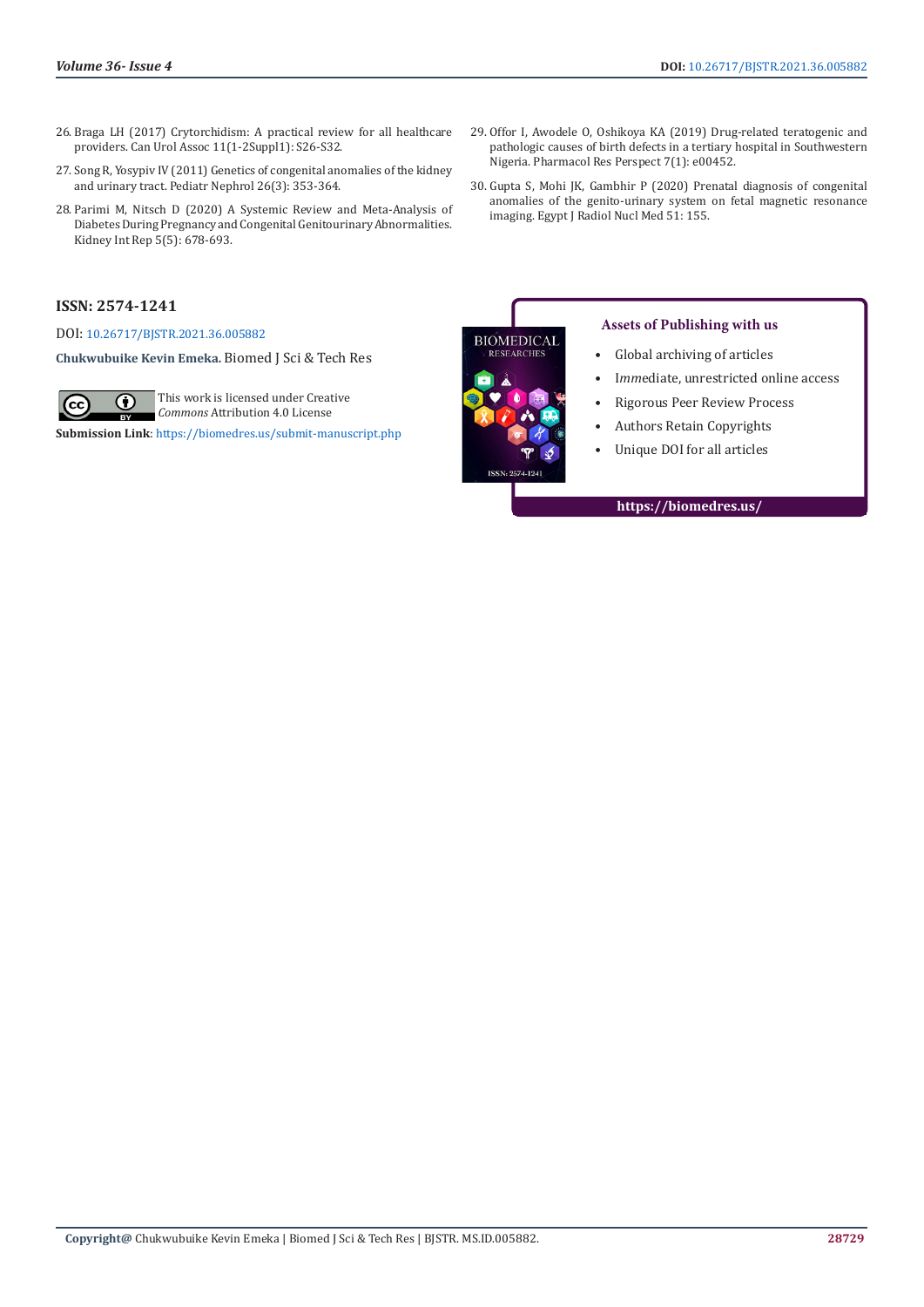26. Braga LH (2017) Crytorchidism: A practical review for all healthcare providers. Can Urol Assoc 11(1-2Suppl1): S26-S32.
27. Song R, Yosypiv IV (2011) Genetics of congenital anomalies of the kidney and urinary tract. Pediatr Nephrol 26(3): 353-364.
28. Parimi M, Nitsch D (2020) A Systemic Review and Meta-Analysis of Diabetes During Pregnancy and Congenital Genitourinary Abnormalities. Kidney Int Rep 5(5): 678-693.
29. Offor I, Awodele O, Oshikoya KA (2019) Drug-related teratogenic and pathologic causes of birth defects in a tertiary hospital in Southwestern Nigeria. Pharmacol Res Perspect 7(1): e00452.
30. Gupta S, Mohi JK, Gambhir P (2020) Prenatal diagnosis of congenital anomalies of the genito-urinary system on fetal magnetic resonance imaging. Egypt J Radiol Nucl Med 51: 155.

**ISSN: 2574-1241**

DOI: 10.26717/BJSTR.2021.36.005882

**Chukwubuike Kevin Emeka.** Biomed J Sci & Tech Res

This work is licensed under Creative *Commons* Attribution 4.0 License

**Submission Link**: https://biomedres.us/submit-manuscript.php

**Assets of Publishing with us**

- Global archiving of articles
- Immediate, unrestricted online access
- Rigorous Peer Review Process
- Authors Retain Copyrights
- Unique DOI for all articles

**https://biomedres.us/**